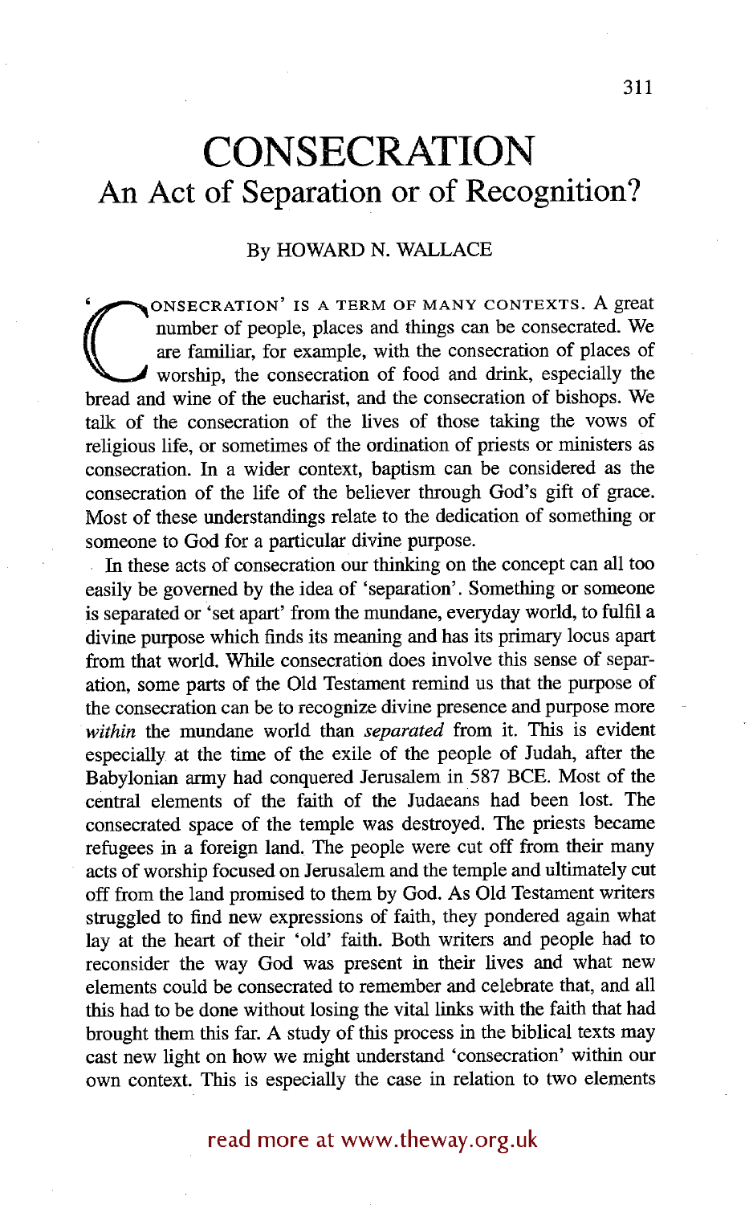# CONSECRATION
## An Act of Separation or of Recognition?

By HOWARD N. WALLACE

'CONSECRATION' IS A TERM OF MANY CONTEXTS. A great number of people, places and things can be consecrated. We are familiar, for example, with the consecration of places of worship, the consecration of food and drink, especially the bread and wine of the eucharist, and the consecration of bishops. We talk of the consecration of the lives of those taking the vows of religious life, or sometimes of the ordination of priests or ministers as consecration. In a wider context, baptism can be considered as the consecration of the life of the believer through God's gift of grace. Most of these understandings relate to the dedication of something or someone to God for a particular divine purpose.

In these acts of consecration our thinking on the concept can all too easily be governed by the idea of 'separation'. Something or someone is separated or 'set apart' from the mundane, everyday world, to fulfil a divine purpose which finds its meaning and has its primary locus apart from that world. While consecration does involve this sense of separation, some parts of the Old Testament remind us that the purpose of the consecration can be to recognize divine presence and purpose more *within* the mundane world than *separated* from it. This is evident especially at the time of the exile of the people of Judah, after the Babylonian army had conquered Jerusalem in 587 BCE. Most of the central elements of the faith of the Judaeans had been lost. The consecrated space of the temple was destroyed. The priests became refugees in a foreign land. The people were cut off from their many acts of worship focused on Jerusalem and the temple and ultimately cut off from the land promised to them by God. As Old Testament writers struggled to find new expressions of faith, they pondered again what lay at the heart of their 'old' faith. Both writers and people had to reconsider the way God was present in their lives and what new elements could be consecrated to remember and celebrate that, and all this had to be done without losing the vital links with the faith that had brought them this far. A study of this process in the biblical texts may cast new light on how we might understand 'consecration' within our own context. This is especially the case in relation to two elements

read more at www.theway.org.uk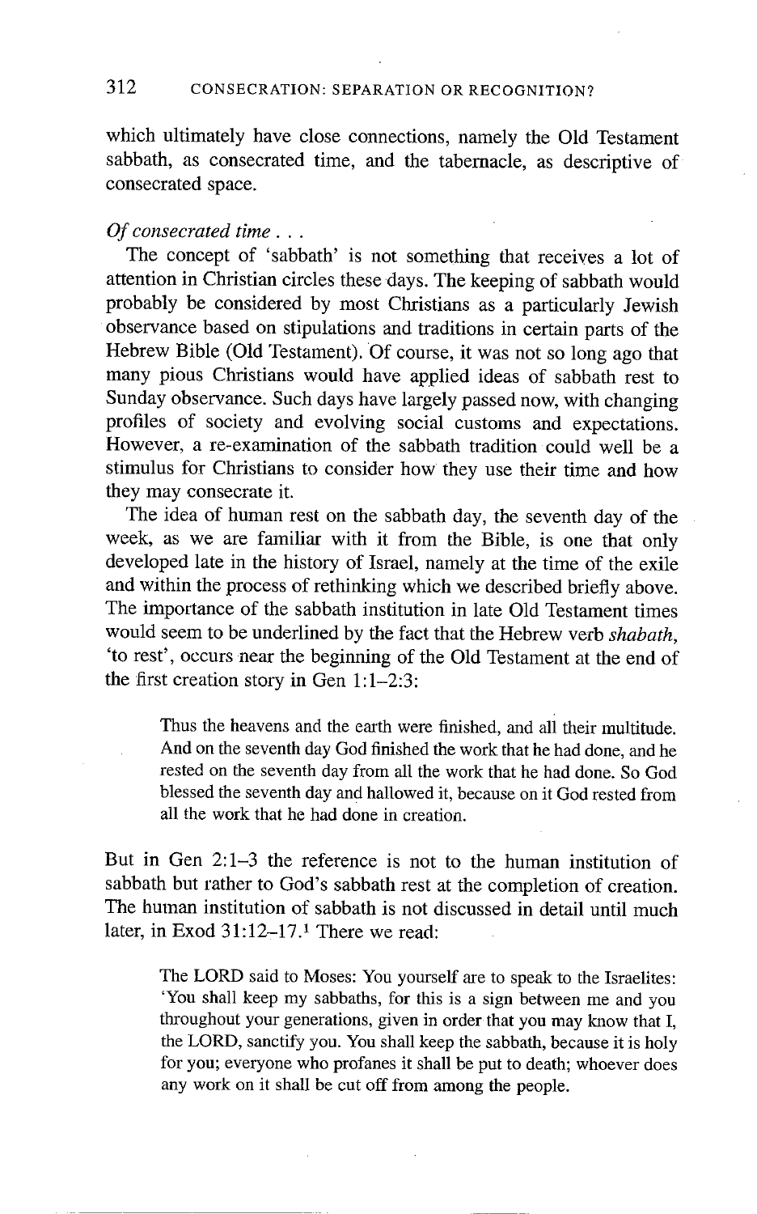which ultimately have close connections, namely the Old Testament sabbath, as consecrated time, and the tabernacle, as descriptive of consecrated space.

*Of consecrated time . . .*

The concept of 'sabbath' is not something that receives a lot of attention in Christian circles these days. The keeping of sabbath would probably be considered by most Christians as a particularly Jewish observance based on stipulations and traditions in certain parts of the Hebrew Bible (Old Testament). Of course, it was not so long ago that many pious Christians would have applied ideas of sabbath rest to Sunday observance. Such days have largely passed now, with changing profiles of society and evolving social customs and expectations. However, a re-examination of the sabbath tradition could well be a stimulus for Christians to consider how they use their time and how they may consecrate it.

The idea of human rest on the sabbath day, the seventh day of the week, as we are familiar with it from the Bible, is one that only developed late in the history of Israel, namely at the time of the exile and within the process of rethinking which we described briefly above. The importance of the sabbath institution in late Old Testament times would seem to be underlined by the fact that the Hebrew verb *shabath*, 'to rest', occurs near the beginning of the Old Testament at the end of the first creation story in Gen 1:1–2:3:

> Thus the heavens and the earth were finished, and all their multitude. And on the seventh day God finished the work that he had done, and he rested on the seventh day from all the work that he had done. So God blessed the seventh day and hallowed it, because on it God rested from all the work that he had done in creation.

But in Gen 2:1–3 the reference is not to the human institution of sabbath but rather to God's sabbath rest at the completion of creation. The human institution of sabbath is not discussed in detail until much later, in Exod 31:12–17.[1] There we read:

> The LORD said to Moses: You yourself are to speak to the Israelites: 'You shall keep my sabbaths, for this is a sign between me and you throughout your generations, given in order that you may know that I, the LORD, sanctify you. You shall keep the sabbath, because it is holy for you; everyone who profanes it shall be put to death; whoever does any work on it shall be cut off from among the people.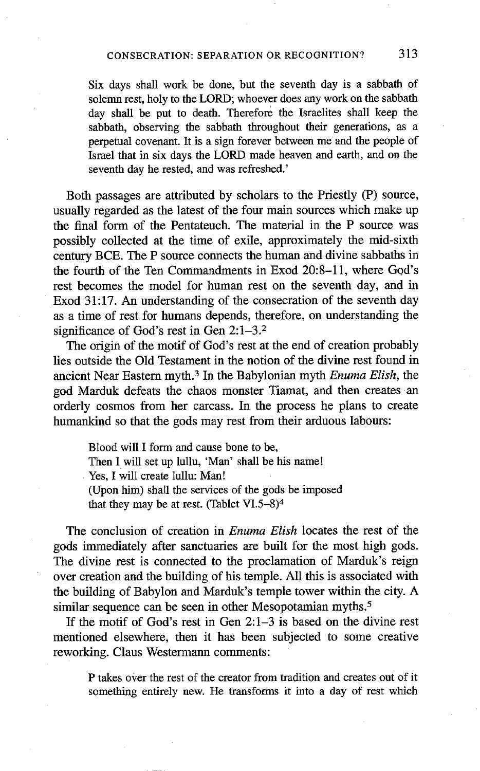> Six days shall work be done, but the seventh day is a sabbath of solemn rest, holy to the LORD; whoever does any work on the sabbath day shall be put to death. Therefore the Israelites shall keep the sabbath, observing the sabbath throughout their generations, as a perpetual covenant. It is a sign forever between me and the people of Israel that in six days the LORD made heaven and earth, and on the seventh day he rested, and was refreshed.'

Both passages are attributed by scholars to the Priestly (P) source, usually regarded as the latest of the four main sources which make up the final form of the Pentateuch. The material in the P source was possibly collected at the time of exile, approximately the mid-sixth century BCE. The P source connects the human and divine sabbaths in the fourth of the Ten Commandments in Exod 20:8–11, where God's rest becomes the model for human rest on the seventh day, and in Exod 31:17. An understanding of the consecration of the seventh day as a time of rest for humans depends, therefore, on understanding the significance of God's rest in Gen 2:1–3.[2]

The origin of the motif of God's rest at the end of creation probably lies outside the Old Testament in the notion of the divine rest found in ancient Near Eastern myth.[3] In the Babylonian myth *Enuma Elish*, the god Marduk defeats the chaos monster Tiamat, and then creates an orderly cosmos from her carcass. In the process he plans to create humankind so that the gods may rest from their arduous labours:

> Blood will I form and cause bone to be,
> Then I will set up lullu, 'Man' shall be his name!
> Yes, I will create lullu: Man!
> (Upon him) shall the services of the gods be imposed
> that they may be at rest. (Tablet VI.5–8)[4]

The conclusion of creation in *Enuma Elish* locates the rest of the gods immediately after sanctuaries are built for the most high gods. The divine rest is connected to the proclamation of Marduk's reign over creation and the building of his temple. All this is associated with the building of Babylon and Marduk's temple tower within the city. A similar sequence can be seen in other Mesopotamian myths.[5]

If the motif of God's rest in Gen 2:1–3 is based on the divine rest mentioned elsewhere, then it has been subjected to some creative reworking. Claus Westermann comments:

> P takes over the rest of the creator from tradition and creates out of it something entirely new. He transforms it into a day of rest which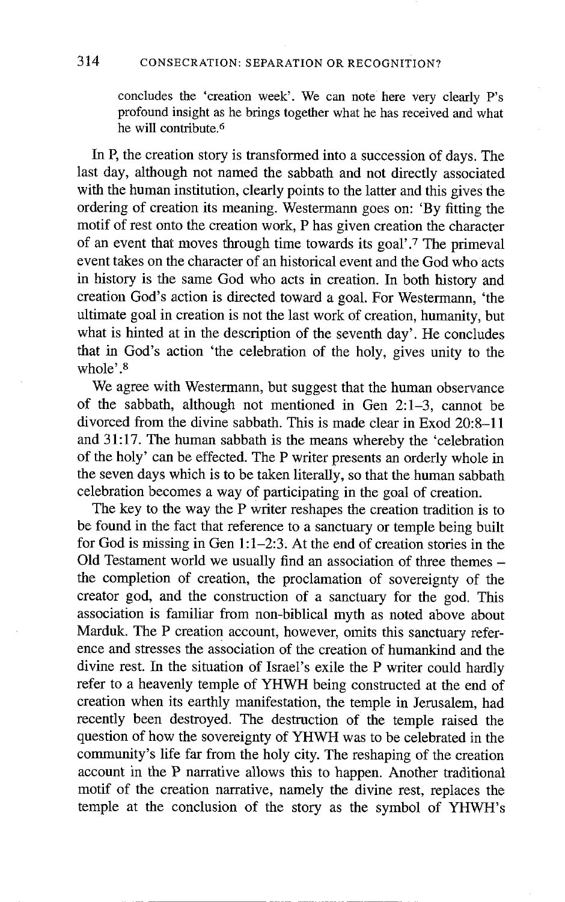concludes the 'creation week'. We can note here very clearly P's profound insight as he brings together what he has received and what he will contribute.[6]

In P, the creation story is transformed into a succession of days. The last day, although not named the sabbath and not directly associated with the human institution, clearly points to the latter and this gives the ordering of creation its meaning. Westermann goes on: 'By fitting the motif of rest onto the creation work, P has given creation the character of an event that moves through time towards its goal'.[7] The primeval event takes on the character of an historical event and the God who acts in history is the same God who acts in creation. In both history and creation God's action is directed toward a goal. For Westermann, 'the ultimate goal in creation is not the last work of creation, humanity, but what is hinted at in the description of the seventh day'. He concludes that in God's action 'the celebration of the holy, gives unity to the whole'.[8]

We agree with Westermann, but suggest that the human observance of the sabbath, although not mentioned in Gen 2:1–3, cannot be divorced from the divine sabbath. This is made clear in Exod 20:8–11 and 31:17. The human sabbath is the means whereby the 'celebration of the holy' can be effected. The P writer presents an orderly whole in the seven days which is to be taken literally, so that the human sabbath celebration becomes a way of participating in the goal of creation.

The key to the way the P writer reshapes the creation tradition is to be found in the fact that reference to a sanctuary or temple being built for God is missing in Gen 1:1–2:3. At the end of creation stories in the Old Testament world we usually find an association of three themes – the completion of creation, the proclamation of sovereignty of the creator god, and the construction of a sanctuary for the god. This association is familiar from non-biblical myth as noted above about Marduk. The P creation account, however, omits this sanctuary reference and stresses the association of the creation of humankind and the divine rest. In the situation of Israel's exile the P writer could hardly refer to a heavenly temple of YHWH being constructed at the end of creation when its earthly manifestation, the temple in Jerusalem, had recently been destroyed. The destruction of the temple raised the question of how the sovereignty of YHWH was to be celebrated in the community's life far from the holy city. The reshaping of the creation account in the P narrative allows this to happen. Another traditional motif of the creation narrative, namely the divine rest, replaces the temple at the conclusion of the story as the symbol of YHWH's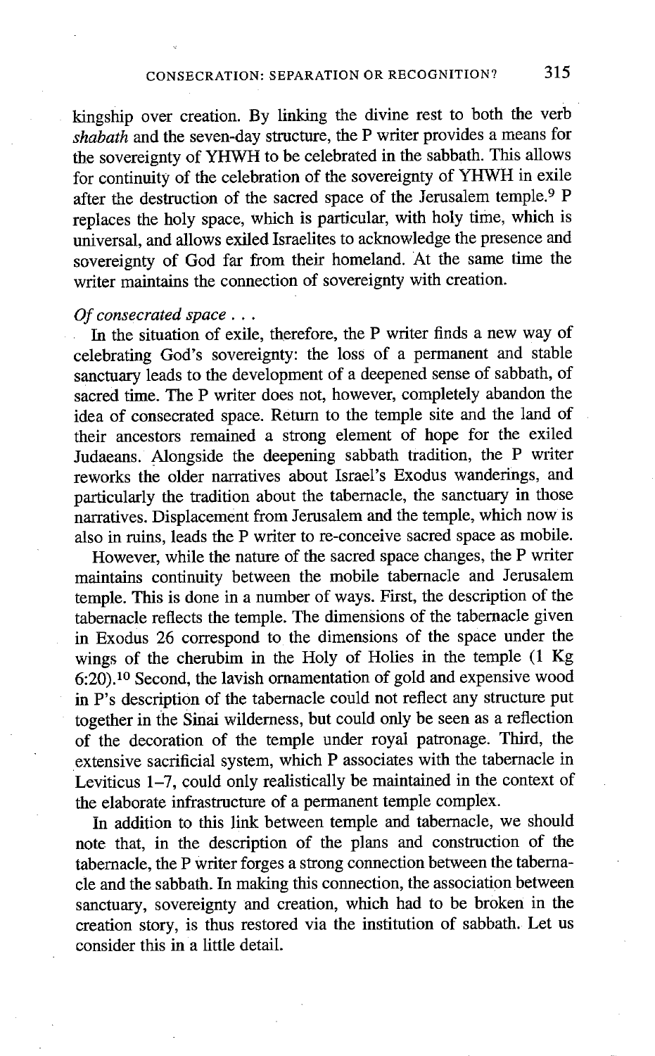kingship over creation. By linking the divine rest to both the verb *shabath* and the seven-day structure, the P writer provides a means for the sovereignty of YHWH to be celebrated in the sabbath. This allows for continuity of the celebration of the sovereignty of YHWH in exile after the destruction of the sacred space of the Jerusalem temple.[9] P replaces the holy space, which is particular, with holy time, which is universal, and allows exiled Israelites to acknowledge the presence and sovereignty of God far from their homeland. At the same time the writer maintains the connection of sovereignty with creation.

*Of consecrated space . . .*

In the situation of exile, therefore, the P writer finds a new way of celebrating God's sovereignty: the loss of a permanent and stable sanctuary leads to the development of a deepened sense of sabbath, of sacred time. The P writer does not, however, completely abandon the idea of consecrated space. Return to the temple site and the land of their ancestors remained a strong element of hope for the exiled Judaeans. Alongside the deepening sabbath tradition, the P writer reworks the older narratives about Israel's Exodus wanderings, and particularly the tradition about the tabernacle, the sanctuary in those narratives. Displacement from Jerusalem and the temple, which now is also in ruins, leads the P writer to re-conceive sacred space as mobile.

However, while the nature of the sacred space changes, the P writer maintains continuity between the mobile tabernacle and Jerusalem temple. This is done in a number of ways. First, the description of the tabernacle reflects the temple. The dimensions of the tabernacle given in Exodus 26 correspond to the dimensions of the space under the wings of the cherubim in the Holy of Holies in the temple (1 Kg 6:20).[10] Second, the lavish ornamentation of gold and expensive wood in P's description of the tabernacle could not reflect any structure put together in the Sinai wilderness, but could only be seen as a reflection of the decoration of the temple under royal patronage. Third, the extensive sacrificial system, which P associates with the tabernacle in Leviticus 1–7, could only realistically be maintained in the context of the elaborate infrastructure of a permanent temple complex.

In addition to this link between temple and tabernacle, we should note that, in the description of the plans and construction of the tabernacle, the P writer forges a strong connection between the tabernacle and the sabbath. In making this connection, the association between sanctuary, sovereignty and creation, which had to be broken in the creation story, is thus restored via the institution of sabbath. Let us consider this in a little detail.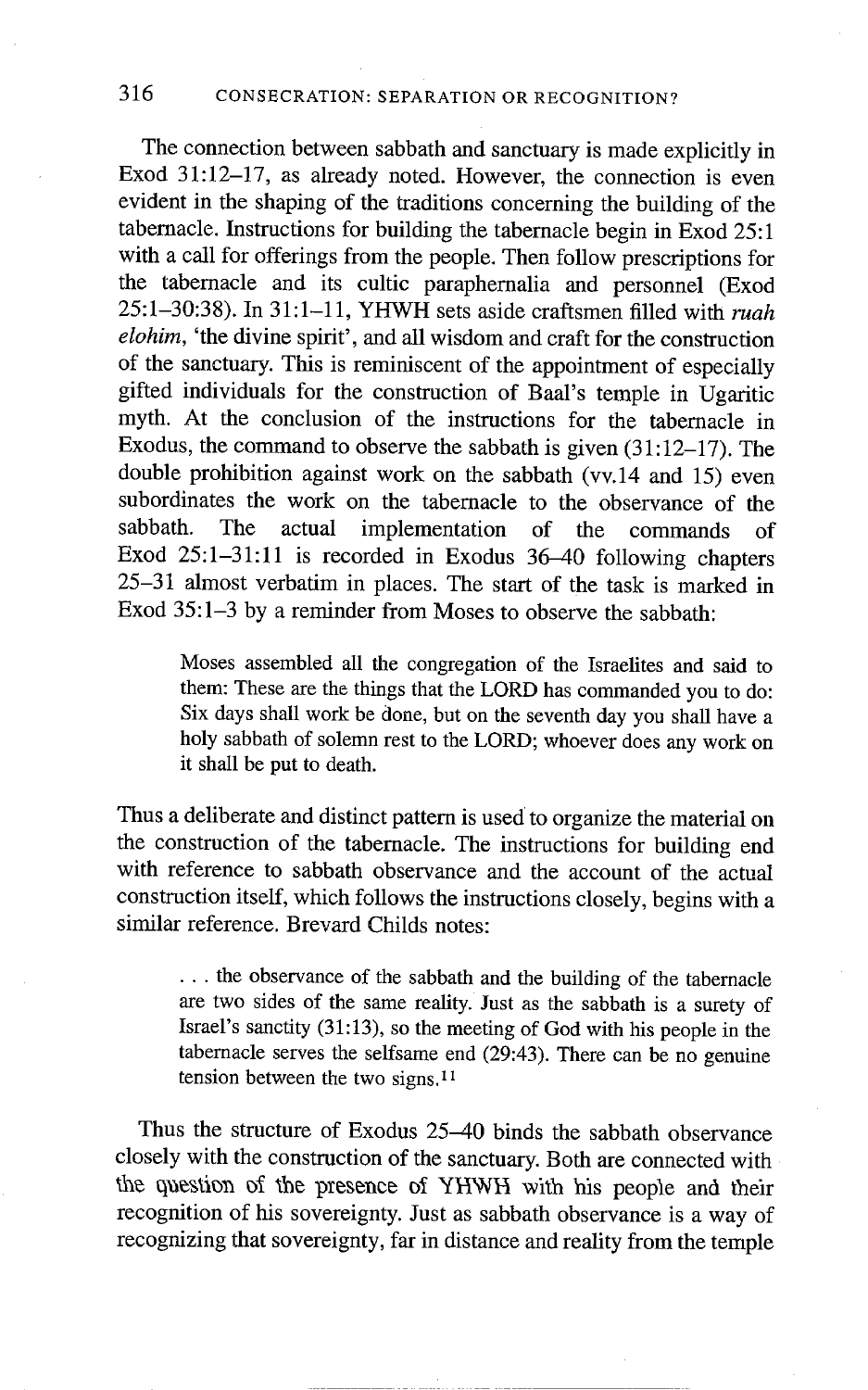The connection between sabbath and sanctuary is made explicitly in Exod 31:12–17, as already noted. However, the connection is even evident in the shaping of the traditions concerning the building of the tabernacle. Instructions for building the tabernacle begin in Exod 25:1 with a call for offerings from the people. Then follow prescriptions for the tabernacle and its cultic paraphernalia and personnel (Exod 25:1–30:38). In 31:1–11, YHWH sets aside craftsmen filled with *ruah elohim*, 'the divine spirit', and all wisdom and craft for the construction of the sanctuary. This is reminiscent of the appointment of especially gifted individuals for the construction of Baal's temple in Ugaritic myth. At the conclusion of the instructions for the tabernacle in Exodus, the command to observe the sabbath is given (31:12–17). The double prohibition against work on the sabbath (vv.14 and 15) even subordinates the work on the tabernacle to the observance of the sabbath. The actual implementation of the commands of Exod 25:1–31:11 is recorded in Exodus 36–40 following chapters 25–31 almost verbatim in places. The start of the task is marked in Exod 35:1–3 by a reminder from Moses to observe the sabbath:

> Moses assembled all the congregation of the Israelites and said to them: These are the things that the LORD has commanded you to do: Six days shall work be done, but on the seventh day you shall have a holy sabbath of solemn rest to the LORD; whoever does any work on it shall be put to death.

Thus a deliberate and distinct pattern is used to organize the material on the construction of the tabernacle. The instructions for building end with reference to sabbath observance and the account of the actual construction itself, which follows the instructions closely, begins with a similar reference. Brevard Childs notes:

> . . . the observance of the sabbath and the building of the tabernacle are two sides of the same reality. Just as the sabbath is a surety of Israel's sanctity (31:13), so the meeting of God with his people in the tabernacle serves the selfsame end (29:43). There can be no genuine tension between the two signs.[11]

Thus the structure of Exodus 25–40 binds the sabbath observance closely with the construction of the sanctuary. Both are connected with the question of the presence of YHWH with his people and their recognition of his sovereignty. Just as sabbath observance is a way of recognizing that sovereignty, far in distance and reality from the temple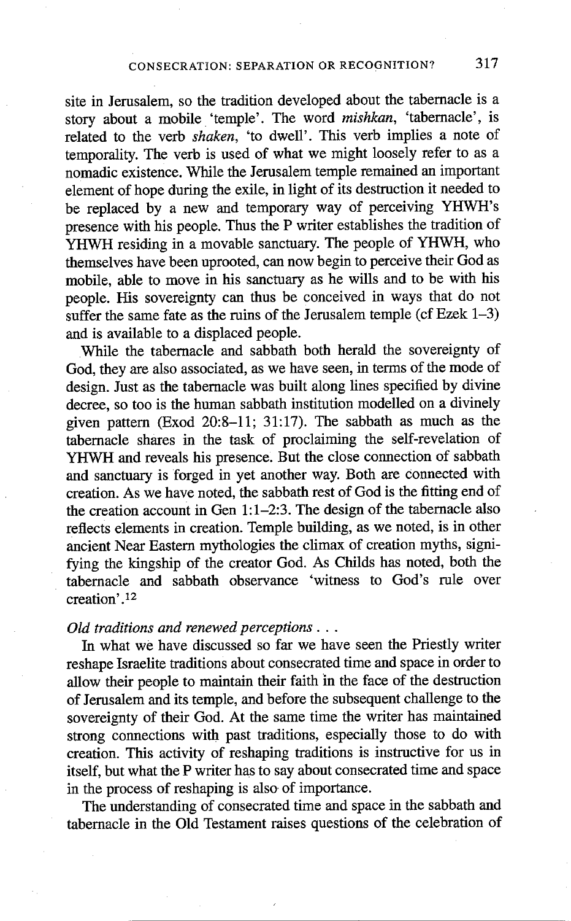site in Jerusalem, so the tradition developed about the tabernacle is a story about a mobile 'temple'. The word *mishkan*, 'tabernacle', is related to the verb *shaken*, 'to dwell'. This verb implies a note of temporality. The verb is used of what we might loosely refer to as a nomadic existence. While the Jerusalem temple remained an important element of hope during the exile, in light of its destruction it needed to be replaced by a new and temporary way of perceiving YHWH's presence with his people. Thus the P writer establishes the tradition of YHWH residing in a movable sanctuary. The people of YHWH, who themselves have been uprooted, can now begin to perceive their God as mobile, able to move in his sanctuary as he wills and to be with his people. His sovereignty can thus be conceived in ways that do not suffer the same fate as the ruins of the Jerusalem temple (cf Ezek 1–3) and is available to a displaced people.

While the tabernacle and sabbath both herald the sovereignty of God, they are also associated, as we have seen, in terms of the mode of design. Just as the tabernacle was built along lines specified by divine decree, so too is the human sabbath institution modelled on a divinely given pattern (Exod 20:8–11; 31:17). The sabbath as much as the tabernacle shares in the task of proclaiming the self-revelation of YHWH and reveals his presence. But the close connection of sabbath and sanctuary is forged in yet another way. Both are connected with creation. As we have noted, the sabbath rest of God is the fitting end of the creation account in Gen 1:1–2:3. The design of the tabernacle also reflects elements in creation. Temple building, as we noted, is in other ancient Near Eastern mythologies the climax of creation myths, signifying the kingship of the creator God. As Childs has noted, both the tabernacle and sabbath observance 'witness to God's rule over creation'.[12]

*Old traditions and renewed perceptions . . .*

In what we have discussed so far we have seen the Priestly writer reshape Israelite traditions about consecrated time and space in order to allow their people to maintain their faith in the face of the destruction of Jerusalem and its temple, and before the subsequent challenge to the sovereignty of their God. At the same time the writer has maintained strong connections with past traditions, especially those to do with creation. This activity of reshaping traditions is instructive for us in itself, but what the P writer has to say about consecrated time and space in the process of reshaping is also of importance.

The understanding of consecrated time and space in the sabbath and tabernacle in the Old Testament raises questions of the celebration of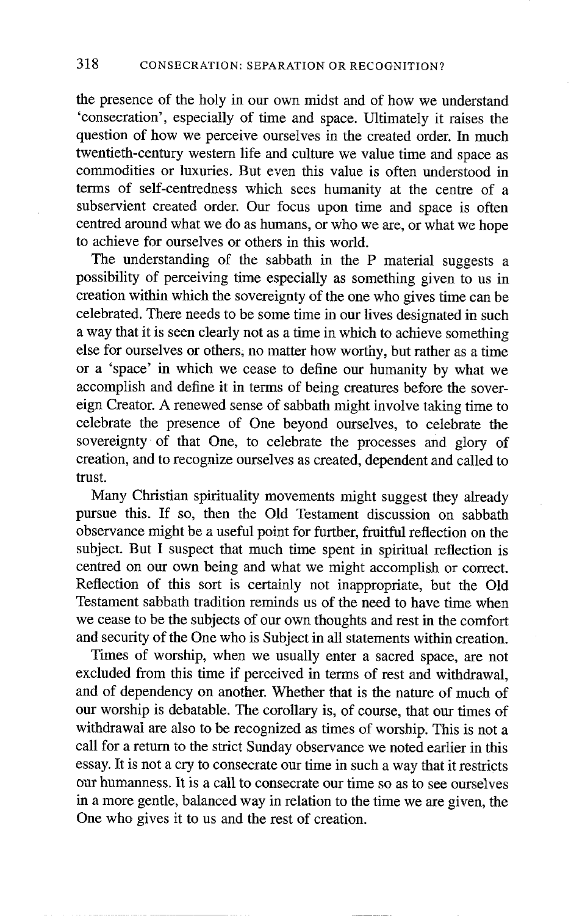the presence of the holy in our own midst and of how we understand 'consecration', especially of time and space. Ultimately it raises the question of how we perceive ourselves in the created order. In much twentieth-century western life and culture we value time and space as commodities or luxuries. But even this value is often understood in terms of self-centredness which sees humanity at the centre of a subservient created order. Our focus upon time and space is often centred around what we do as humans, or who we are, or what we hope to achieve for ourselves or others in this world.

The understanding of the sabbath in the P material suggests a possibility of perceiving time especially as something given to us in creation within which the sovereignty of the one who gives time can be celebrated. There needs to be some time in our lives designated in such a way that it is seen clearly not as a time in which to achieve something else for ourselves or others, no matter how worthy, but rather as a time or a 'space' in which we cease to define our humanity by what we accomplish and define it in terms of being creatures before the sovereign Creator. A renewed sense of sabbath might involve taking time to celebrate the presence of One beyond ourselves, to celebrate the sovereignty of that One, to celebrate the processes and glory of creation, and to recognize ourselves as created, dependent and called to trust.

Many Christian spirituality movements might suggest they already pursue this. If so, then the Old Testament discussion on sabbath observance might be a useful point for further, fruitful reflection on the subject. But I suspect that much time spent in spiritual reflection is centred on our own being and what we might accomplish or correct. Reflection of this sort is certainly not inappropriate, but the Old Testament sabbath tradition reminds us of the need to have time when we cease to be the subjects of our own thoughts and rest in the comfort and security of the One who is Subject in all statements within creation.

Times of worship, when we usually enter a sacred space, are not excluded from this time if perceived in terms of rest and withdrawal, and of dependency on another. Whether that is the nature of much of our worship is debatable. The corollary is, of course, that our times of withdrawal are also to be recognized as times of worship. This is not a call for a return to the strict Sunday observance we noted earlier in this essay. It is not a cry to consecrate our time in such a way that it restricts our humanness. It is a call to consecrate our time so as to see ourselves in a more gentle, balanced way in relation to the time we are given, the One who gives it to us and the rest of creation.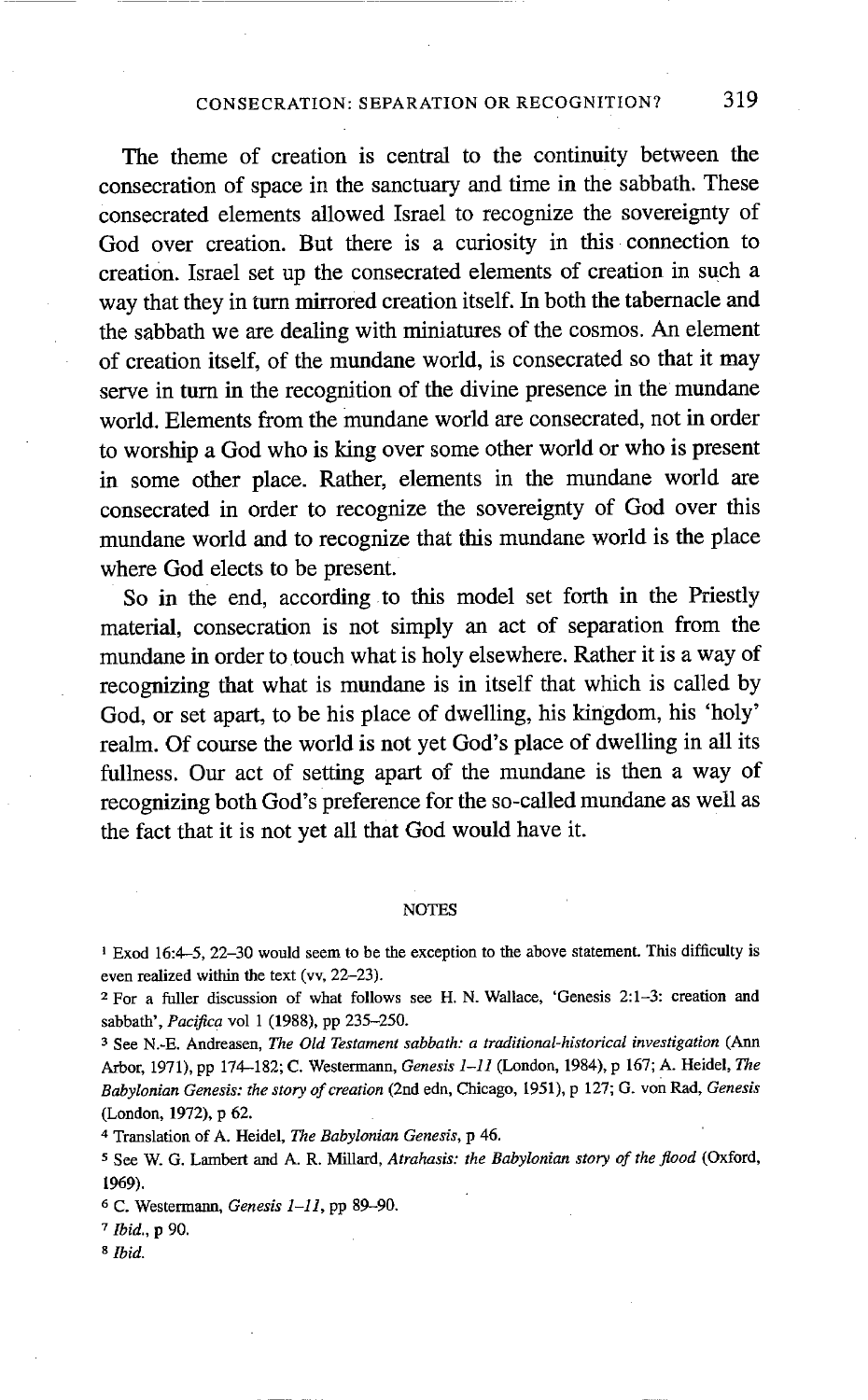The theme of creation is central to the continuity between the consecration of space in the sanctuary and time in the sabbath. These consecrated elements allowed Israel to recognize the sovereignty of God over creation. But there is a curiosity in this connection to creation. Israel set up the consecrated elements of creation in such a way that they in turn mirrored creation itself. In both the tabernacle and the sabbath we are dealing with miniatures of the cosmos. An element of creation itself, of the mundane world, is consecrated so that it may serve in turn in the recognition of the divine presence in the mundane world. Elements from the mundane world are consecrated, not in order to worship a God who is king over some other world or who is present in some other place. Rather, elements in the mundane world are consecrated in order to recognize the sovereignty of God over this mundane world and to recognize that this mundane world is the place where God elects to be present.

So in the end, according to this model set forth in the Priestly material, consecration is not simply an act of separation from the mundane in order to touch what is holy elsewhere. Rather it is a way of recognizing that what is mundane is in itself that which is called by God, or set apart, to be his place of dwelling, his kingdom, his 'holy' realm. Of course the world is not yet God's place of dwelling in all its fullness. Our act of setting apart of the mundane is then a way of recognizing both God's preference for the so-called mundane as well as the fact that it is not yet all that God would have it.

## NOTES

[1] Exod 16:4–5, 22–30 would seem to be the exception to the above statement. This difficulty is even realized within the text (vv, 22–23).

[2] For a fuller discussion of what follows see H. N. Wallace, 'Genesis 2:1–3: creation and sabbath', *Pacifica* vol 1 (1988), pp 235–250.

[3] See N.-E. Andreasen, *The Old Testament sabbath: a traditional-historical investigation* (Ann Arbor, 1971), pp 174–182; C. Westermann, *Genesis 1–11* (London, 1984), p 167; A. Heidel, *The Babylonian Genesis: the story of creation* (2nd edn, Chicago, 1951), p 127; G. von Rad, *Genesis* (London, 1972), p 62.

[4] Translation of A. Heidel, *The Babylonian Genesis*, p 46.

[5] See W. G. Lambert and A. R. Millard, *Atrahasis: the Babylonian story of the flood* (Oxford, 1969).

[6] C. Westermann, *Genesis 1–11*, pp 89–90.

[7] *Ibid.*, p 90.

[8] *Ibid.*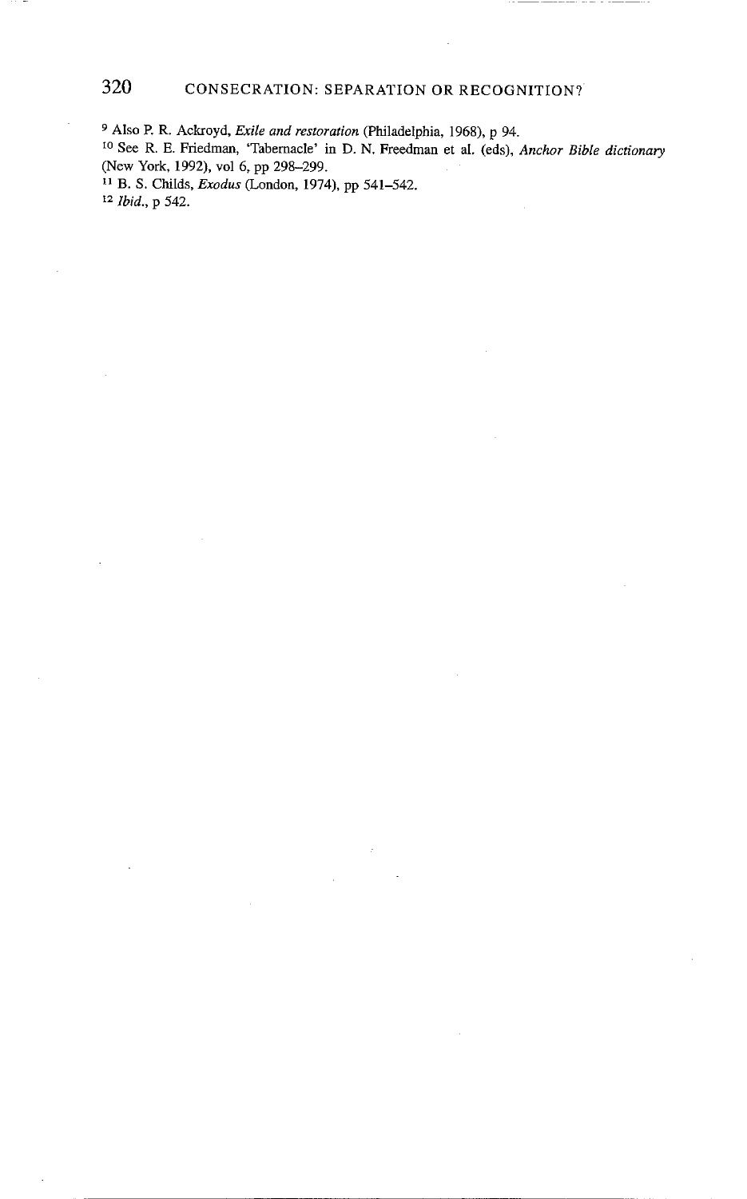[9] Also P. R. Ackroyd, *Exile and restoration* (Philadelphia, 1968), p 94.

[10] See R. E. Friedman, 'Tabernacle' in D. N. Freedman et al. (eds), *Anchor Bible dictionary* (New York, 1992), vol 6, pp 298–299.

[11] B. S. Childs, *Exodus* (London, 1974), pp 541–542.

[12] *Ibid.*, p 542.